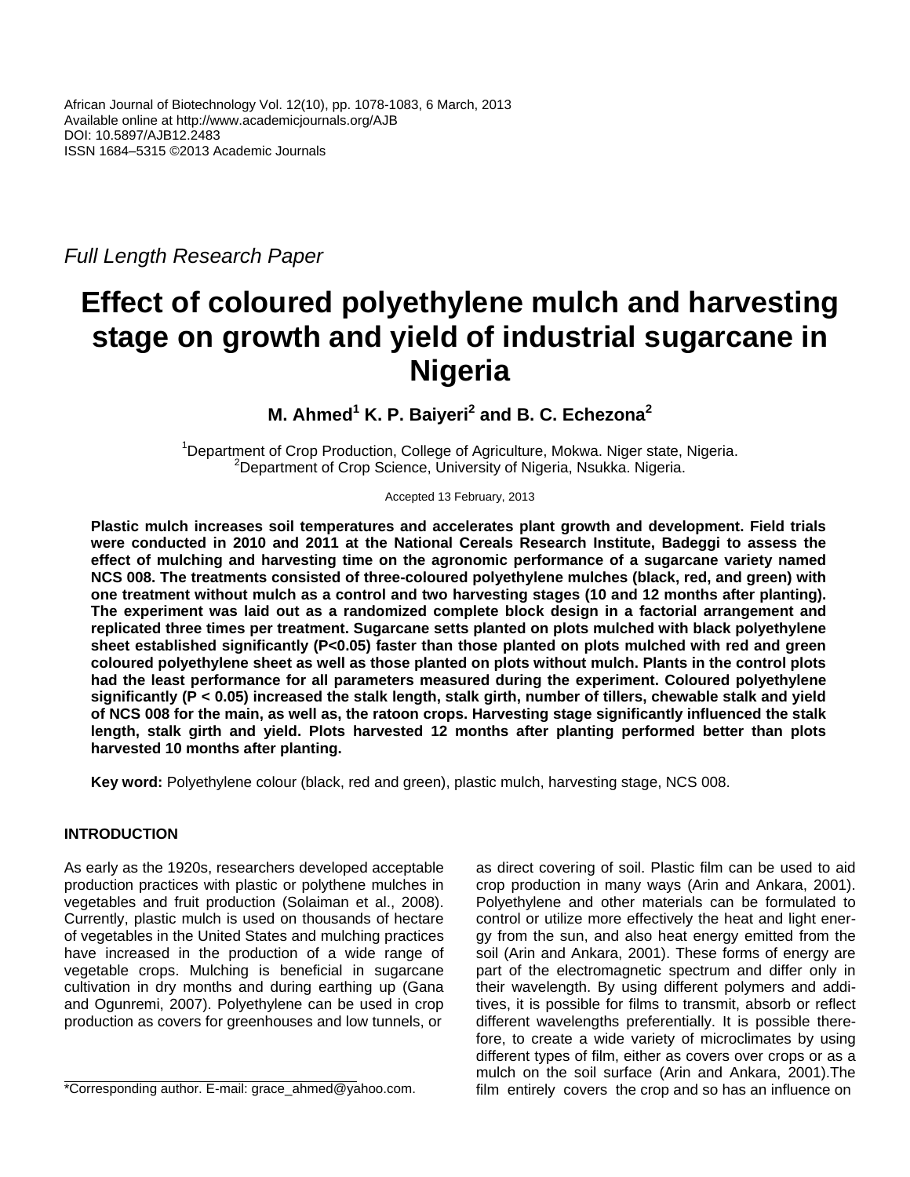*Full Length Research Paper*

# Effect of coloured polyethylene mulch and harvesting stage on growth and yield of industrial sugarcane in Nigeria

**M. Ahmed[1] K. P. Baiyeri[2] and B. C. Echezona[2]**

[1]Department of Crop Production, College of Agriculture, Mokwa. Niger state, Nigeria.
[2]Department of Crop Science, University of Nigeria, Nsukka. Nigeria.

Accepted 13 February, 2013

**Plastic mulch increases soil temperatures and accelerates plant growth and development. Field trials were conducted in 2010 and 2011 at the National Cereals Research Institute, Badeggi to assess the effect of mulching and harvesting time on the agronomic performance of a sugarcane variety named NCS 008. The treatments consisted of three-coloured polyethylene mulches (black, red, and green) with one treatment without mulch as a control and two harvesting stages (10 and 12 months after planting). The experiment was laid out as a randomized complete block design in a factorial arrangement and replicated three times per treatment. Sugarcane setts planted on plots mulched with black polyethylene sheet established significantly (P<0.05) faster than those planted on plots mulched with red and green coloured polyethylene sheet as well as those planted on plots without mulch. Plants in the control plots had the least performance for all parameters measured during the experiment. Coloured polyethylene significantly (P < 0.05) increased the stalk length, stalk girth, number of tillers, chewable stalk and yield of NCS 008 for the main, as well as, the ratoon crops. Harvesting stage significantly influenced the stalk length, stalk girth and yield. Plots harvested 12 months after planting performed better than plots harvested 10 months after planting.**

**Key word:** Polyethylene colour (black, red and green), plastic mulch, harvesting stage, NCS 008.

## INTRODUCTION

As early as the 1920s, researchers developed acceptable production practices with plastic or polythene mulches in vegetables and fruit production (Solaiman et al., 2008). Currently, plastic mulch is used on thousands of hectare of vegetables in the United States and mulching practices have increased in the production of a wide range of vegetable crops. Mulching is beneficial in sugarcane cultivation in dry months and during earthing up (Gana and Ogunremi, 2007). Polyethylene can be used in crop production as covers for greenhouses and low tunnels, or as direct covering of soil. Plastic film can be used to aid crop production in many ways (Arin and Ankara, 2001). Polyethylene and other materials can be formulated to control or utilize more effectively the heat and light energy from the sun, and also heat energy emitted from the soil (Arin and Ankara, 2001). These forms of energy are part of the electromagnetic spectrum and differ only in their wavelength. By using different polymers and additives, it is possible for films to transmit, absorb or reflect different wavelengths preferentially. It is possible therefore, to create a wide variety of microclimates by using different types of film, either as covers over crops or as a mulch on the soil surface (Arin and Ankara, 2001).The film entirely covers the crop and so has an influence on

*Corresponding author. E-mail: grace_ahmed@yahoo.com.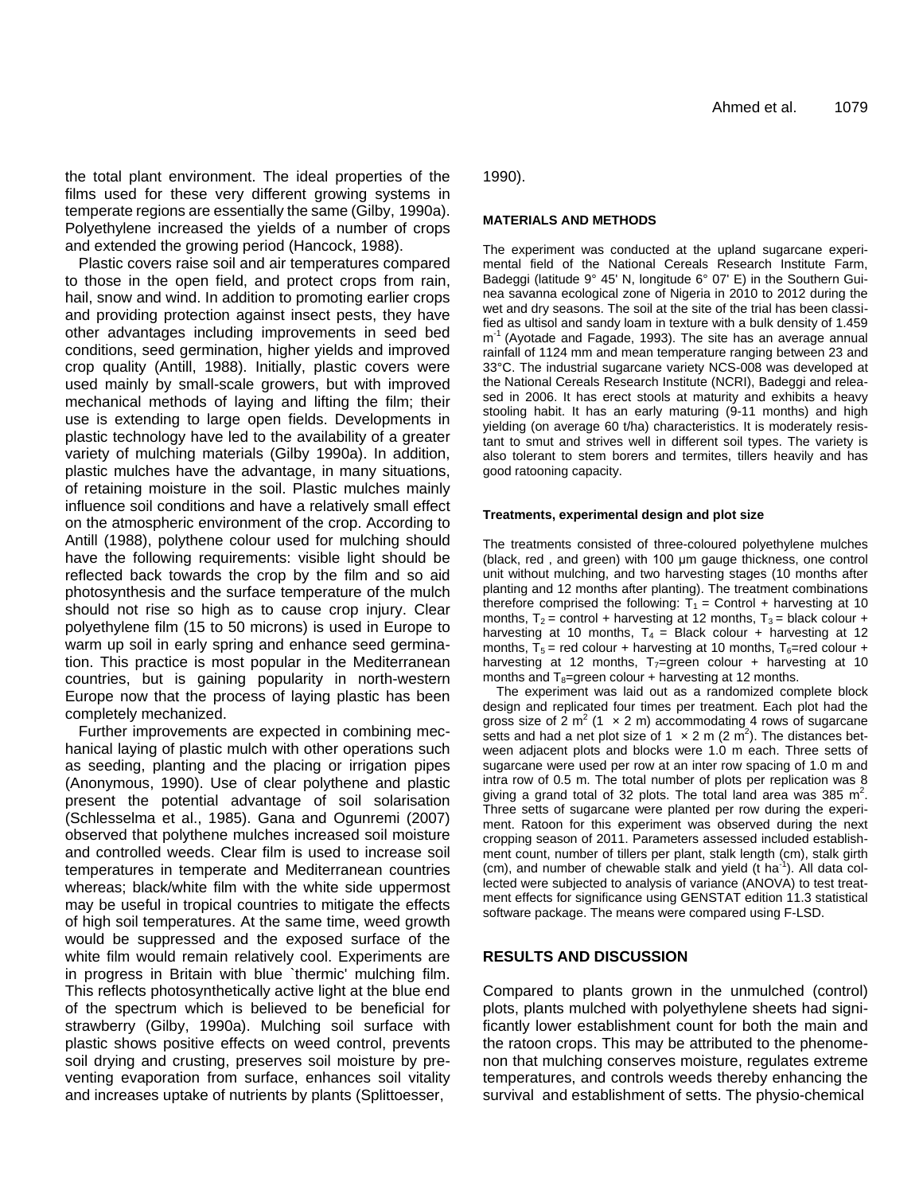the total plant environment. The ideal properties of the films used for these very different growing systems in temperate regions are essentially the same (Gilby, 1990a). Polyethylene increased the yields of a number of crops and extended the growing period (Hancock, 1988).

Plastic covers raise soil and air temperatures compared to those in the open field, and protect crops from rain, hail, snow and wind. In addition to promoting earlier crops and providing protection against insect pests, they have other advantages including improvements in seed bed conditions, seed germination, higher yields and improved crop quality (Antill, 1988). Initially, plastic covers were used mainly by small-scale growers, but with improved mechanical methods of laying and lifting the film; their use is extending to large open fields. Developments in plastic technology have led to the availability of a greater variety of mulching materials (Gilby 1990a). In addition, plastic mulches have the advantage, in many situations, of retaining moisture in the soil. Plastic mulches mainly influence soil conditions and have a relatively small effect on the atmospheric environment of the crop. According to Antill (1988), polythene colour used for mulching should have the following requirements: visible light should be reflected back towards the crop by the film and so aid photosynthesis and the surface temperature of the mulch should not rise so high as to cause crop injury. Clear polyethylene film (15 to 50 microns) is used in Europe to warm up soil in early spring and enhance seed germination. This practice is most popular in the Mediterranean countries, but is gaining popularity in north-western Europe now that the process of laying plastic has been completely mechanized.

Further improvements are expected in combining mechanical laying of plastic mulch with other operations such as seeding, planting and the placing or irrigation pipes (Anonymous, 1990). Use of clear polythene and plastic present the potential advantage of soil solarisation (Schlesselma et al., 1985). Gana and Ogunremi (2007) observed that polythene mulches increased soil moisture and controlled weeds. Clear film is used to increase soil temperatures in temperate and Mediterranean countries whereas; black/white film with the white side uppermost may be useful in tropical countries to mitigate the effects of high soil temperatures. At the same time, weed growth would be suppressed and the exposed surface of the white film would remain relatively cool. Experiments are in progress in Britain with blue `thermic' mulching film. This reflects photosynthetically active light at the blue end of the spectrum which is believed to be beneficial for strawberry (Gilby, 1990a). Mulching soil surface with plastic shows positive effects on weed control, prevents soil drying and crusting, preserves soil moisture by preventing evaporation from surface, enhances soil vitality and increases uptake of nutrients by plants (Splittoesser, 1990).

## MATERIALS AND METHODS

The experiment was conducted at the upland sugarcane experimental field of the National Cereals Research Institute Farm, Badeggi (latitude 9° 45' N, longitude 6° 07' E) in the Southern Guinea savanna ecological zone of Nigeria in 2010 to 2012 during the wet and dry seasons. The soil at the site of the trial has been classified as ultisol and sandy loam in texture with a bulk density of 1.459 $m^{-1}$ (Ayotade and Fagade, 1993). The site has an average annual rainfall of 1124 mm and mean temperature ranging between 23 and 33°C. The industrial sugarcane variety NCS-008 was developed at the National Cereals Research Institute (NCRI), Badeggi and released in 2006. It has erect stools at maturity and exhibits a heavy stooling habit. It has an early maturing (9-11 months) and high yielding (on average 60 t/ha) characteristics. It is moderately resistant to smut and strives well in different soil types. The variety is also tolerant to stem borers and termites, tillers heavily and has good ratooning capacity.

### Treatments, experimental design and plot size

The treatments consisted of three-coloured polyethylene mulches (black, red , and green) with 100 μm gauge thickness, one control unit without mulching, and two harvesting stages (10 months after planting and 12 months after planting). The treatment combinations therefore comprised the following: $T_1$ = Control + harvesting at 10 months, $T_2$ = control + harvesting at 12 months, $T_3$ = black colour + harvesting at 10 months, $T_4$ = Black colour + harvesting at 12 months, $T_5$ = red colour + harvesting at 10 months, $T_6$=red colour + harvesting at 12 months, $T_7$=green colour + harvesting at 10 months and $T_8$=green colour + harvesting at 12 months.

The experiment was laid out as a randomized complete block design and replicated four times per treatment. Each plot had the gross size of 2 $m^2$ (1 × 2 m) accommodating 4 rows of sugarcane setts and had a net plot size of 1 × 2 m (2 $m^2$). The distances between adjacent plots and blocks were 1.0 m each. Three setts of sugarcane were used per row at an inter row spacing of 1.0 m and intra row of 0.5 m. The total number of plots per replication was 8 giving a grand total of 32 plots. The total land area was 385 $m^2$. Three setts of sugarcane were planted per row during the experiment. Ratoon for this experiment was observed during the next cropping season of 2011. Parameters assessed included establishment count, number of tillers per plant, stalk length (cm), stalk girth (cm), and number of chewable stalk and yield (t $ha^{-1}$). All data collected were subjected to analysis of variance (ANOVA) to test treatment effects for significance using GENSTAT edition 11.3 statistical software package. The means were compared using F-LSD.

## RESULTS AND DISCUSSION

Compared to plants grown in the unmulched (control) plots, plants mulched with polyethylene sheets had significantly lower establishment count for both the main and the ratoon crops. This may be attributed to the phenomenon that mulching conserves moisture, regulates extreme temperatures, and controls weeds thereby enhancing the survival and establishment of setts. The physio-chemical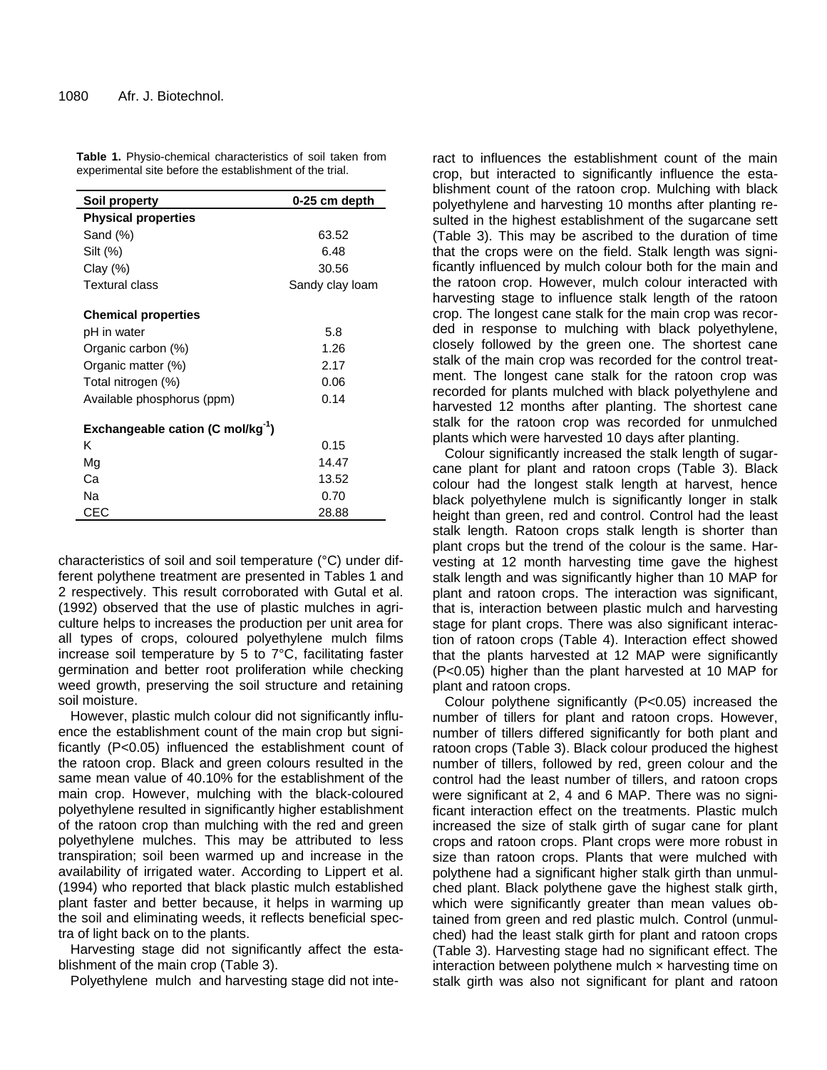**Table 1.** Physio-chemical characteristics of soil taken from experimental site before the establishment of the trial.

| Soil property | 0-25 cm depth |
|---|---|
| **Physical properties** | |
| Sand (%) | 63.52 |
| Silt (%) | 6.48 |
| Clay (%) | 30.56 |
| Textural class | Sandy clay loam |
| **Chemical properties** | |
| pH in water | 5.8 |
| Organic carbon (%) | 1.26 |
| Organic matter (%) | 2.17 |
| Total nitrogen (%) | 0.06 |
| Available phosphorus (ppm) | 0.14 |
| **Exchangeable cation (C mol/kg$^{-1}$)** | |
| K | 0.15 |
| Mg | 14.47 |
| Ca | 13.52 |
| Na | 0.70 |
| CEC | 28.88 |

characteristics of soil and soil temperature (°C) under different polythene treatment are presented in Tables 1 and 2 respectively. This result corroborated with Gutal et al. (1992) observed that the use of plastic mulches in agriculture helps to increases the production per unit area for all types of crops, coloured polyethylene mulch films increase soil temperature by 5 to 7°C, facilitating faster germination and better root proliferation while checking weed growth, preserving the soil structure and retaining soil moisture.

However, plastic mulch colour did not significantly influence the establishment count of the main crop but significantly (P<0.05) influenced the establishment count of the ratoon crop. Black and green colours resulted in the same mean value of 40.10% for the establishment of the main crop. However, mulching with the black-coloured polyethylene resulted in significantly higher establishment of the ratoon crop than mulching with the red and green polyethylene mulches. This may be attributed to less transpiration; soil been warmed up and increase in the availability of irrigated water. According to Lippert et al. (1994) who reported that black plastic mulch established plant faster and better because, it helps in warming up the soil and eliminating weeds, it reflects beneficial spectra of light back on to the plants.

Harvesting stage did not significantly affect the establishment of the main crop (Table 3).

Polyethylene mulch and harvesting stage did not interact to influences the establishment count of the main crop, but interacted to significantly influence the establishment count of the ratoon crop. Mulching with black polyethylene and harvesting 10 months after planting resulted in the highest establishment of the sugarcane sett (Table 3). This may be ascribed to the duration of time that the crops were on the field. Stalk length was significantly influenced by mulch colour both for the main and the ratoon crop. However, mulch colour interacted with harvesting stage to influence stalk length of the ratoon crop. The longest cane stalk for the main crop was recorded in response to mulching with black polyethylene, closely followed by the green one. The shortest cane stalk of the main crop was recorded for the control treatment. The longest cane stalk for the ratoon crop was recorded for plants mulched with black polyethylene and harvested 12 months after planting. The shortest cane stalk for the ratoon crop was recorded for unmulched plants which were harvested 10 days after planting.

Colour significantly increased the stalk length of sugarcane plant for plant and ratoon crops (Table 3). Black colour had the longest stalk length at harvest, hence black polyethylene mulch is significantly longer in stalk height than green, red and control. Control had the least stalk length. Ratoon crops stalk length is shorter than plant crops but the trend of the colour is the same. Harvesting at 12 month harvesting time gave the highest stalk length and was significantly higher than 10 MAP for plant and ratoon crops. The interaction was significant, that is, interaction between plastic mulch and harvesting stage for plant crops. There was also significant interaction of ratoon crops (Table 4). Interaction effect showed that the plants harvested at 12 MAP were significantly (P<0.05) higher than the plant harvested at 10 MAP for plant and ratoon crops.

Colour polythene significantly (P<0.05) increased the number of tillers for plant and ratoon crops. However, number of tillers differed significantly for both plant and ratoon crops (Table 3). Black colour produced the highest number of tillers, followed by red, green colour and the control had the least number of tillers, and ratoon crops were significant at 2, 4 and 6 MAP. There was no significant interaction effect on the treatments. Plastic mulch increased the size of stalk girth of sugar cane for plant crops and ratoon crops. Plant crops were more robust in size than ratoon crops. Plants that were mulched with polythene had a significant higher stalk girth than unmulched plant. Black polythene gave the highest stalk girth, which were significantly greater than mean values obtained from green and red plastic mulch. Control (unmulched) had the least stalk girth for plant and ratoon crops (Table 3). Harvesting stage had no significant effect. The interaction between polythene mulch × harvesting time on stalk girth was also not significant for plant and ratoon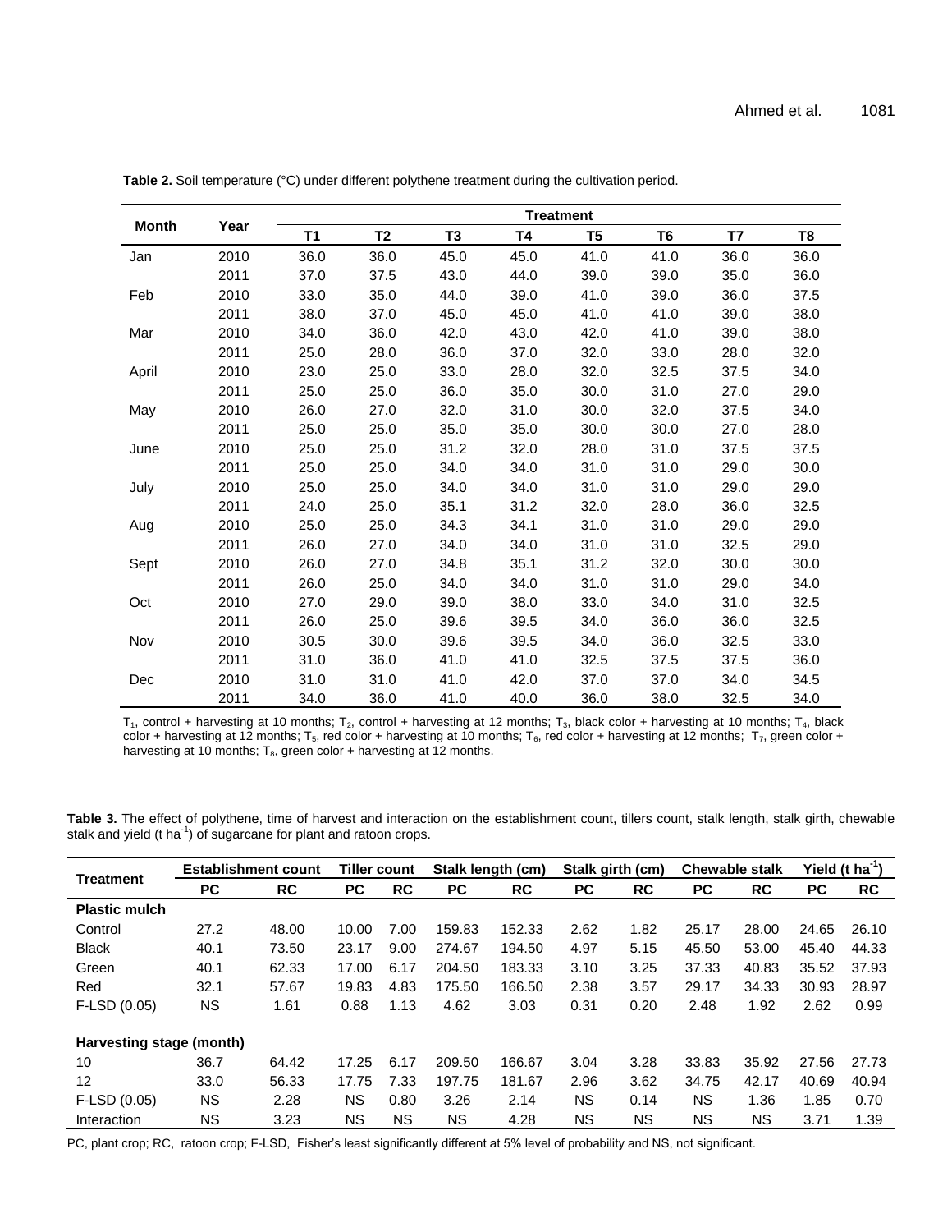**Table 2.** Soil temperature (°C) under different polythene treatment during the cultivation period.

| Month | Year | Treatment | | | | | | | |
|---|---|---|---|---|---|---|---|---|---|
| | | T1 | T2 | T3 | T4 | T5 | T6 | T7 | T8 |
| Jan | 2010 | 36.0 | 36.0 | 45.0 | 45.0 | 41.0 | 41.0 | 36.0 | 36.0 |
| | 2011 | 37.0 | 37.5 | 43.0 | 44.0 | 39.0 | 39.0 | 35.0 | 36.0 |
| Feb | 2010 | 33.0 | 35.0 | 44.0 | 39.0 | 41.0 | 39.0 | 36.0 | 37.5 |
| | 2011 | 38.0 | 37.0 | 45.0 | 45.0 | 41.0 | 41.0 | 39.0 | 38.0 |
| Mar | 2010 | 34.0 | 36.0 | 42.0 | 43.0 | 42.0 | 41.0 | 39.0 | 38.0 |
| | 2011 | 25.0 | 28.0 | 36.0 | 37.0 | 32.0 | 33.0 | 28.0 | 32.0 |
| April | 2010 | 23.0 | 25.0 | 33.0 | 28.0 | 32.0 | 32.5 | 37.5 | 34.0 |
| | 2011 | 25.0 | 25.0 | 36.0 | 35.0 | 30.0 | 31.0 | 27.0 | 29.0 |
| May | 2010 | 26.0 | 27.0 | 32.0 | 31.0 | 30.0 | 32.0 | 37.5 | 34.0 |
| | 2011 | 25.0 | 25.0 | 35.0 | 35.0 | 30.0 | 30.0 | 27.0 | 28.0 |
| June | 2010 | 25.0 | 25.0 | 31.2 | 32.0 | 28.0 | 31.0 | 37.5 | 37.5 |
| | 2011 | 25.0 | 25.0 | 34.0 | 34.0 | 31.0 | 31.0 | 29.0 | 30.0 |
| July | 2010 | 25.0 | 25.0 | 34.0 | 34.0 | 31.0 | 31.0 | 29.0 | 29.0 |
| | 2011 | 24.0 | 25.0 | 35.1 | 31.2 | 32.0 | 28.0 | 36.0 | 32.5 |
| Aug | 2010 | 25.0 | 25.0 | 34.3 | 34.1 | 31.0 | 31.0 | 29.0 | 29.0 |
| | 2011 | 26.0 | 27.0 | 34.0 | 34.0 | 31.0 | 31.0 | 32.5 | 29.0 |
| Sept | 2010 | 26.0 | 27.0 | 34.8 | 35.1 | 31.2 | 32.0 | 30.0 | 30.0 |
| | 2011 | 26.0 | 25.0 | 34.0 | 34.0 | 31.0 | 31.0 | 29.0 | 34.0 |
| Oct | 2010 | 27.0 | 29.0 | 39.0 | 38.0 | 33.0 | 34.0 | 31.0 | 32.5 |
| | 2011 | 26.0 | 25.0 | 39.6 | 39.5 | 34.0 | 36.0 | 36.0 | 32.5 |
| Nov | 2010 | 30.5 | 30.0 | 39.6 | 39.5 | 34.0 | 36.0 | 32.5 | 33.0 |
| | 2011 | 31.0 | 36.0 | 41.0 | 41.0 | 32.5 | 37.5 | 37.5 | 36.0 |
| Dec | 2010 | 31.0 | 31.0 | 41.0 | 42.0 | 37.0 | 37.0 | 34.0 | 34.5 |
| | 2011 | 34.0 | 36.0 | 41.0 | 40.0 | 36.0 | 38.0 | 32.5 | 34.0 |

$T_1$, control + harvesting at 10 months; $T_2$, control + harvesting at 12 months; $T_3$, black color + harvesting at 10 months; $T_4$, black color + harvesting at 12 months; $T_5$, red color + harvesting at 10 months; $T_6$, red color + harvesting at 12 months; $T_7$, green color + harvesting at 10 months; $T_8$, green color + harvesting at 12 months.

**Table 3.** The effect of polythene, time of harvest and interaction on the establishment count, tillers count, stalk length, stalk girth, chewable stalk and yield (t $ha^{-1}$) of sugarcane for plant and ratoon crops.

| Treatment | Establishment count | | Tiller count | | Stalk length (cm) | | Stalk girth (cm) | | Chewable stalk | | Yield (t $ha^{-1}$) | |
|---|---|---|---|---|---|---|---|---|---|---|---|---|
| | PC | RC | PC | RC | PC | RC | PC | RC | PC | RC | PC | RC |
| **Plastic mulch** | | | | | | | | | | | | |
| Control | 27.2 | 48.00 | 10.00 | 7.00 | 159.83 | 152.33 | 2.62 | 1.82 | 25.17 | 28.00 | 24.65 | 26.10 |
| Black | 40.1 | 73.50 | 23.17 | 9.00 | 274.67 | 194.50 | 4.97 | 5.15 | 45.50 | 53.00 | 45.40 | 44.33 |
| Green | 40.1 | 62.33 | 17.00 | 6.17 | 204.50 | 183.33 | 3.10 | 3.25 | 37.33 | 40.83 | 35.52 | 37.93 |
| Red | 32.1 | 57.67 | 19.83 | 4.83 | 175.50 | 166.50 | 2.38 | 3.57 | 29.17 | 34.33 | 30.93 | 28.97 |
| F-LSD (0.05) | NS | 1.61 | 0.88 | 1.13 | 4.62 | 3.03 | 0.31 | 0.20 | 2.48 | 1.92 | 2.62 | 0.99 |
| **Harvesting stage (month)** | | | | | | | | | | | | |
| 10 | 36.7 | 64.42 | 17.25 | 6.17 | 209.50 | 166.67 | 3.04 | 3.28 | 33.83 | 35.92 | 27.56 | 27.73 |
| 12 | 33.0 | 56.33 | 17.75 | 7.33 | 197.75 | 181.67 | 2.96 | 3.62 | 34.75 | 42.17 | 40.69 | 40.94 |
| F-LSD (0.05) | NS | 2.28 | NS | 0.80 | 3.26 | 2.14 | NS | 0.14 | NS | 1.36 | 1.85 | 0.70 |
| Interaction | NS | 3.23 | NS | NS | NS | 4.28 | NS | NS | NS | NS | 3.71 | 1.39 |

PC, plant crop; RC, ratoon crop; F-LSD, Fisher's least significantly different at 5% level of probability and NS, not significant.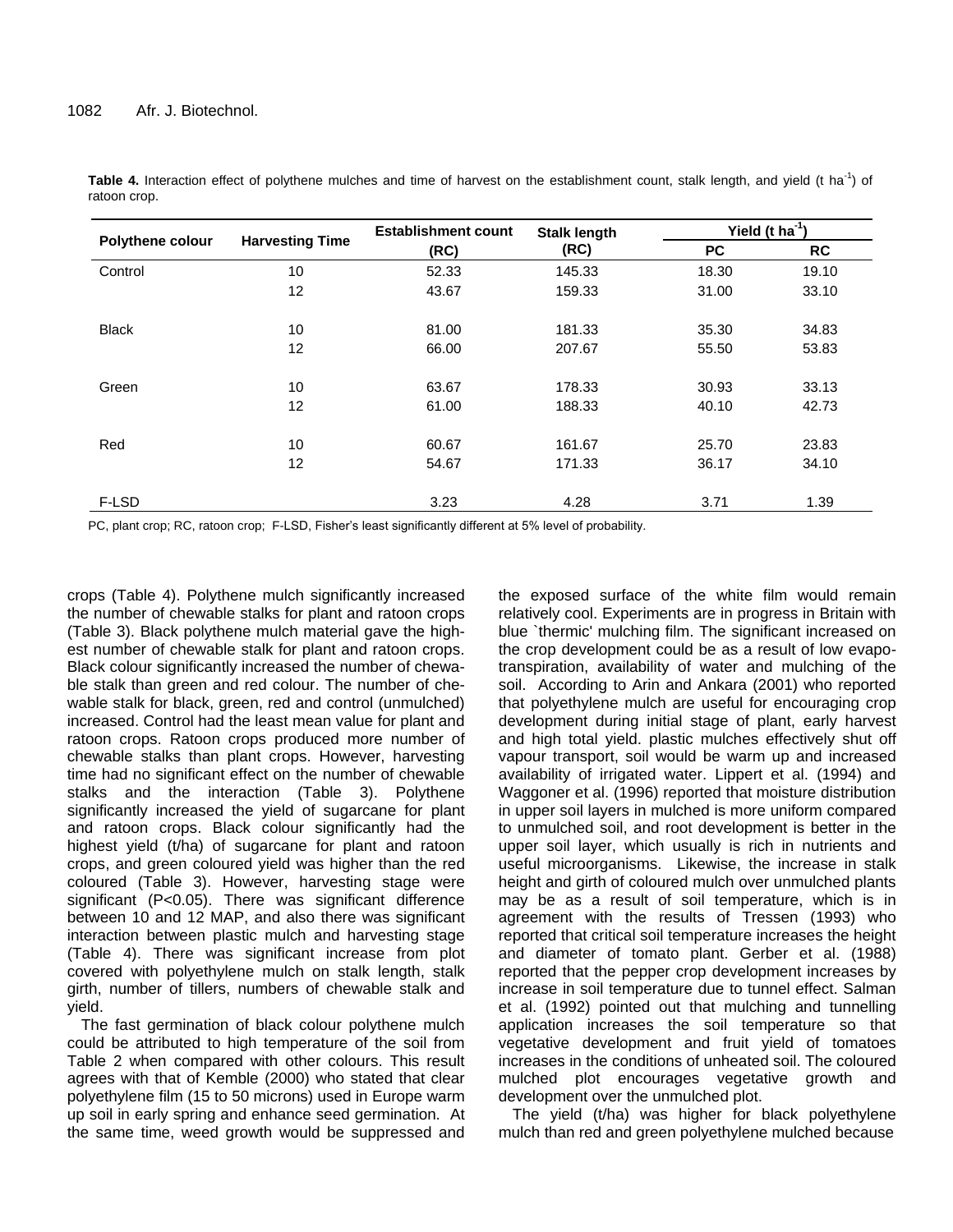**Table 4.** Interaction effect of polythene mulches and time of harvest on the establishment count, stalk length, and yield (t ha$^{-1}$) of ratoon crop.

| Polythene colour | Harvesting Time | Establishment count (RC) | Stalk length (RC) | Yield (t ha$^{-1}$) | |
|---|---|---|---|---|---|
| | | | | PC | RC |
| Control | 10 | 52.33 | 145.33 | 18.30 | 19.10 |
| | 12 | 43.67 | 159.33 | 31.00 | 33.10 |
| Black | 10 | 81.00 | 181.33 | 35.30 | 34.83 |
| | 12 | 66.00 | 207.67 | 55.50 | 53.83 |
| Green | 10 | 63.67 | 178.33 | 30.93 | 33.13 |
| | 12 | 61.00 | 188.33 | 40.10 | 42.73 |
| Red | 10 | 60.67 | 161.67 | 25.70 | 23.83 |
| | 12 | 54.67 | 171.33 | 36.17 | 34.10 |
| F-LSD | | 3.23 | 4.28 | 3.71 | 1.39 |

PC, plant crop; RC, ratoon crop; F-LSD, Fisher's least significantly different at 5% level of probability.

crops (Table 4). Polythene mulch significantly increased the number of chewable stalks for plant and ratoon crops (Table 3). Black polythene mulch material gave the highest number of chewable stalk for plant and ratoon crops. Black colour significantly increased the number of chewable stalk than green and red colour. The number of chewable stalk for black, green, red and control (unmulched) increased. Control had the least mean value for plant and ratoon crops. Ratoon crops produced more number of chewable stalks than plant crops. However, harvesting time had no significant effect on the number of chewable stalks and the interaction (Table 3). Polythene significantly increased the yield of sugarcane for plant and ratoon crops. Black colour significantly had the highest yield (t/ha) of sugarcane for plant and ratoon crops, and green coloured yield was higher than the red coloured (Table 3). However, harvesting stage were significant ($P<0.05$). There was significant difference between 10 and 12 MAP, and also there was significant interaction between plastic mulch and harvesting stage (Table 4). There was significant increase from plot covered with polyethylene mulch on stalk length, stalk girth, number of tillers, numbers of chewable stalk and yield.

The fast germination of black colour polythene mulch could be attributed to high temperature of the soil from Table 2 when compared with other colours. This result agrees with that of Kemble (2000) who stated that clear polyethylene film (15 to 50 microns) used in Europe warm up soil in early spring and enhance seed germination. At the same time, weed growth would be suppressed and the exposed surface of the white film would remain relatively cool. Experiments are in progress in Britain with blue `thermic' mulching film. The significant increased on the crop development could be as a result of low evapotranspiration, availability of water and mulching of the soil. According to Arin and Ankara (2001) who reported that polyethylene mulch are useful for encouraging crop development during initial stage of plant, early harvest and high total yield. plastic mulches effectively shut off vapour transport, soil would be warm up and increased availability of irrigated water. Lippert et al. (1994) and Waggoner et al. (1996) reported that moisture distribution in upper soil layers in mulched is more uniform compared to unmulched soil, and root development is better in the upper soil layer, which usually is rich in nutrients and useful microorganisms. Likewise, the increase in stalk height and girth of coloured mulch over unmulched plants may be as a result of soil temperature, which is in agreement with the results of Tressen (1993) who reported that critical soil temperature increases the height and diameter of tomato plant. Gerber et al. (1988) reported that the pepper crop development increases by increase in soil temperature due to tunnel effect. Salman et al. (1992) pointed out that mulching and tunnelling application increases the soil temperature so that vegetative development and fruit yield of tomatoes increases in the conditions of unheated soil. The coloured mulched plot encourages vegetative growth and development over the unmulched plot.

The yield (t/ha) was higher for black polyethylene mulch than red and green polyethylene mulched because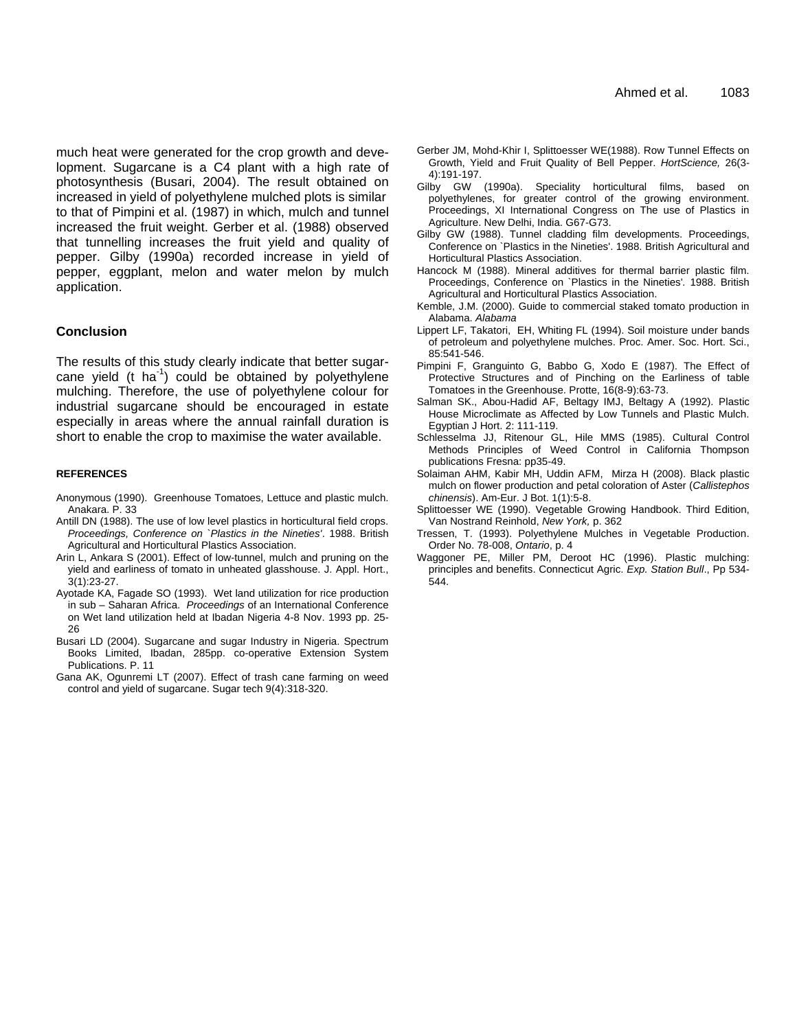much heat were generated for the crop growth and development. Sugarcane is a C4 plant with a high rate of photosynthesis (Busari, 2004). The result obtained on increased in yield of polyethylene mulched plots is similar to that of Pimpini et al. (1987) in which, mulch and tunnel increased the fruit weight. Gerber et al. (1988) observed that tunnelling increases the fruit yield and quality of pepper. Gilby (1990a) recorded increase in yield of pepper, eggplant, melon and water melon by mulch application.

## Conclusion

The results of this study clearly indicate that better sugarcane yield (t $ha^{-1}$) could be obtained by polyethylene mulching. Therefore, the use of polyethylene colour for industrial sugarcane should be encouraged in estate especially in areas where the annual rainfall duration is short to enable the crop to maximise the water available.

## REFERENCES

Anonymous (1990). Greenhouse Tomatoes, Lettuce and plastic mulch. Anakara. P. 33

Antill DN (1988). The use of low level plastics in horticultural field crops. *Proceedings, Conference on `Plastics in the Nineties'*. 1988. British Agricultural and Horticultural Plastics Association.

Arin L, Ankara S (2001). Effect of low-tunnel, mulch and pruning on the yield and earliness of tomato in unheated glasshouse. J. Appl. Hort., 3(1):23-27.

Ayotade KA, Fagade SO (1993). Wet land utilization for rice production in sub – Saharan Africa. *Proceedings* of an International Conference on Wet land utilization held at Ibadan Nigeria 4-8 Nov. 1993 pp. 25-26

Busari LD (2004). Sugarcane and sugar Industry in Nigeria. Spectrum Books Limited, Ibadan, 285pp. co-operative Extension System Publications. P. 11

Gana AK, Ogunremi LT (2007). Effect of trash cane farming on weed control and yield of sugarcane. Sugar tech 9(4):318-320.

Gerber JM, Mohd-Khir I, Splittoesser WE(1988). Row Tunnel Effects on Growth, Yield and Fruit Quality of Bell Pepper. *HortScience,* 26(3-4):191-197.

Gilby GW (1990a). Speciality horticultural films, based on polyethylenes, for greater control of the growing environment. Proceedings, XI International Congress on The use of Plastics in Agriculture. New Delhi, India. G67-G73.

Gilby GW (1988). Tunnel cladding film developments. Proceedings, Conference on `Plastics in the Nineties'. 1988. British Agricultural and Horticultural Plastics Association.

Hancock M (1988). Mineral additives for thermal barrier plastic film. Proceedings, Conference on `Plastics in the Nineties'. 1988. British Agricultural and Horticultural Plastics Association.

Kemble, J.M. (2000). Guide to commercial staked tomato production in Alabama. *Alabama*

Lippert LF, Takatori, EH, Whiting FL (1994). Soil moisture under bands of petroleum and polyethylene mulches. Proc. Amer. Soc. Hort. Sci., 85:541-546.

Pimpini F, Granguinto G, Babbo G, Xodo E (1987). The Effect of Protective Structures and of Pinching on the Earliness of table Tomatoes in the Greenhouse. Protte, 16(8-9):63-73.

Salman SK., Abou-Hadid AF, Beltagy IMJ, Beltagy A (1992). Plastic House Microclimate as Affected by Low Tunnels and Plastic Mulch. Egyptian J Hort. 2: 111-119.

Schlesselma JJ, Ritenour GL, Hile MMS (1985). Cultural Control Methods Principles of Weed Control in California Thompson publications Fresna: pp35-49.

Solaiman AHM, Kabir MH, Uddin AFM, Mirza H (2008). Black plastic mulch on flower production and petal coloration of Aster (*Callistephos chinensis*). Am-Eur. J Bot. 1(1):5-8.

Splittoesser WE (1990). Vegetable Growing Handbook. Third Edition, Van Nostrand Reinhold, *New York,* p. 362

Tressen, T. (1993). Polyethylene Mulches in Vegetable Production. Order No. 78-008, *Ontario*, p. 4

Waggoner PE, Miller PM, Deroot HC (1996). Plastic mulching: principles and benefits. Connecticut Agric. *Exp. Station Bull*., Pp 534-544.